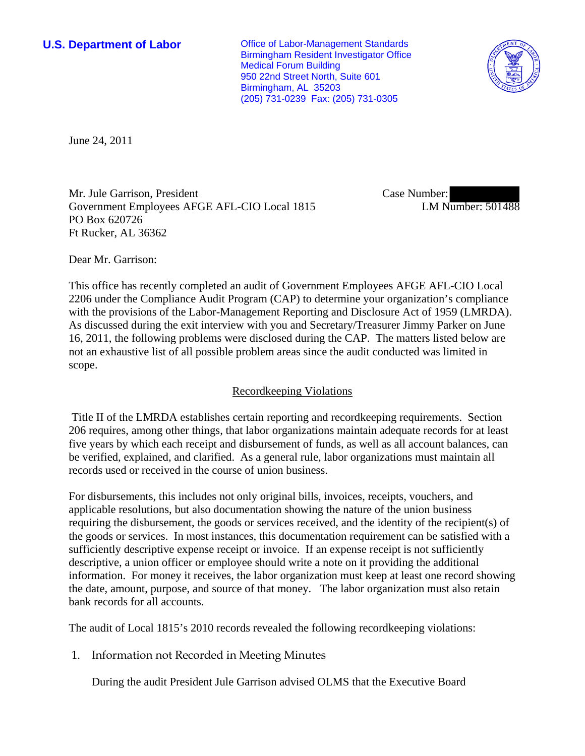**U.S. Department of Labor**

Office of Labor-Management Standards
Birmingham Resident Investigator Office
Medical Forum Building
950 22nd Street North, Suite 601
Birmingham, AL 35203
(205) 731-0239 Fax: (205) 731-0305

June 24, 2011

Mr. Jule Garrison, President
Government Employees AFGE AFL-CIO Local 1815
PO Box 620726
Ft Rucker, AL 36362

Case Number: [redacted]
LM Number: 501488

Dear Mr. Garrison:

This office has recently completed an audit of Government Employees AFGE AFL-CIO Local 2206 under the Compliance Audit Program (CAP) to determine your organization's compliance with the provisions of the Labor-Management Reporting and Disclosure Act of 1959 (LMRDA). As discussed during the exit interview with you and Secretary/Treasurer Jimmy Parker on June 16, 2011, the following problems were disclosed during the CAP. The matters listed below are not an exhaustive list of all possible problem areas since the audit conducted was limited in scope.

## Recordkeeping Violations

Title II of the LMRDA establishes certain reporting and recordkeeping requirements. Section 206 requires, among other things, that labor organizations maintain adequate records for at least five years by which each receipt and disbursement of funds, as well as all account balances, can be verified, explained, and clarified. As a general rule, labor organizations must maintain all records used or received in the course of union business.

For disbursements, this includes not only original bills, invoices, receipts, vouchers, and applicable resolutions, but also documentation showing the nature of the union business requiring the disbursement, the goods or services received, and the identity of the recipient(s) of the goods or services. In most instances, this documentation requirement can be satisfied with a sufficiently descriptive expense receipt or invoice. If an expense receipt is not sufficiently descriptive, a union officer or employee should write a note on it providing the additional information. For money it receives, the labor organization must keep at least one record showing the date, amount, purpose, and source of that money. The labor organization must also retain bank records for all accounts.

The audit of Local 1815's 2010 records revealed the following recordkeeping violations:

1. Information not Recorded in Meeting Minutes

During the audit President Jule Garrison advised OLMS that the Executive Board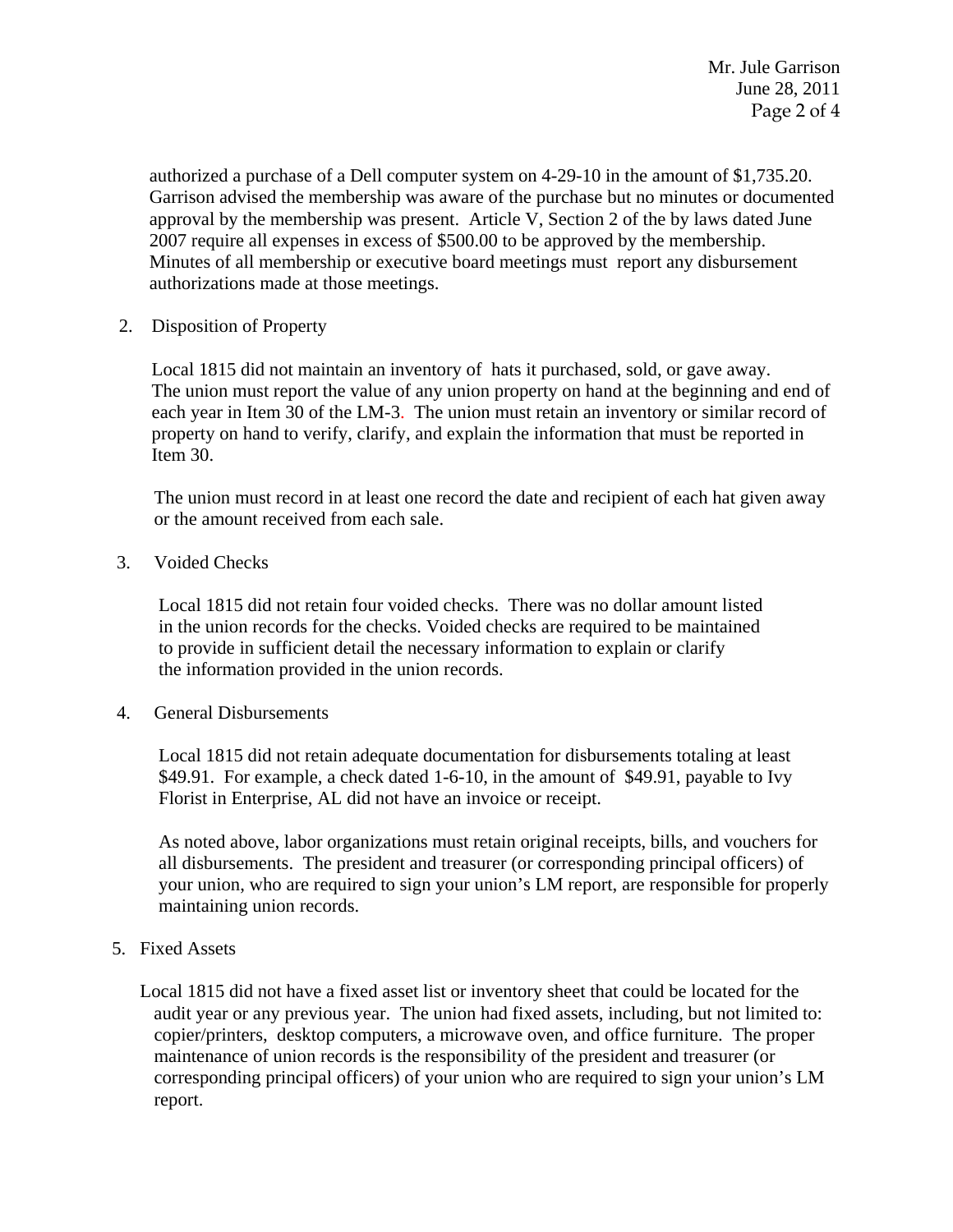authorized a purchase of a Dell computer system on 4-29-10 in the amount of $1,735.20. Garrison advised the membership was aware of the purchase but no minutes or documented approval by the membership was present. Article V, Section 2 of the by laws dated June 2007 require all expenses in excess of $500.00 to be approved by the membership. Minutes of all membership or executive board meetings must report any disbursement authorizations made at those meetings.

2. Disposition of Property

   Local 1815 did not maintain an inventory of hats it purchased, sold, or gave away. The union must report the value of any union property on hand at the beginning and end of each year in Item 30 of the LM-3. The union must retain an inventory or similar record of property on hand to verify, clarify, and explain the information that must be reported in Item 30.

   The union must record in at least one record the date and recipient of each hat given away or the amount received from each sale.

3. Voided Checks

   Local 1815 did not retain four voided checks. There was no dollar amount listed in the union records for the checks. Voided checks are required to be maintained to provide in sufficient detail the necessary information to explain or clarify the information provided in the union records.

4. General Disbursements

   Local 1815 did not retain adequate documentation for disbursements totaling at least $49.91. For example, a check dated 1-6-10, in the amount of $49.91, payable to Ivy Florist in Enterprise, AL did not have an invoice or receipt.

   As noted above, labor organizations must retain original receipts, bills, and vouchers for all disbursements. The president and treasurer (or corresponding principal officers) of your union, who are required to sign your union's LM report, are responsible for properly maintaining union records.

5. Fixed Assets

   Local 1815 did not have a fixed asset list or inventory sheet that could be located for the audit year or any previous year. The union had fixed assets, including, but not limited to: copier/printers, desktop computers, a microwave oven, and office furniture. The proper maintenance of union records is the responsibility of the president and treasurer (or corresponding principal officers) of your union who are required to sign your union's LM report.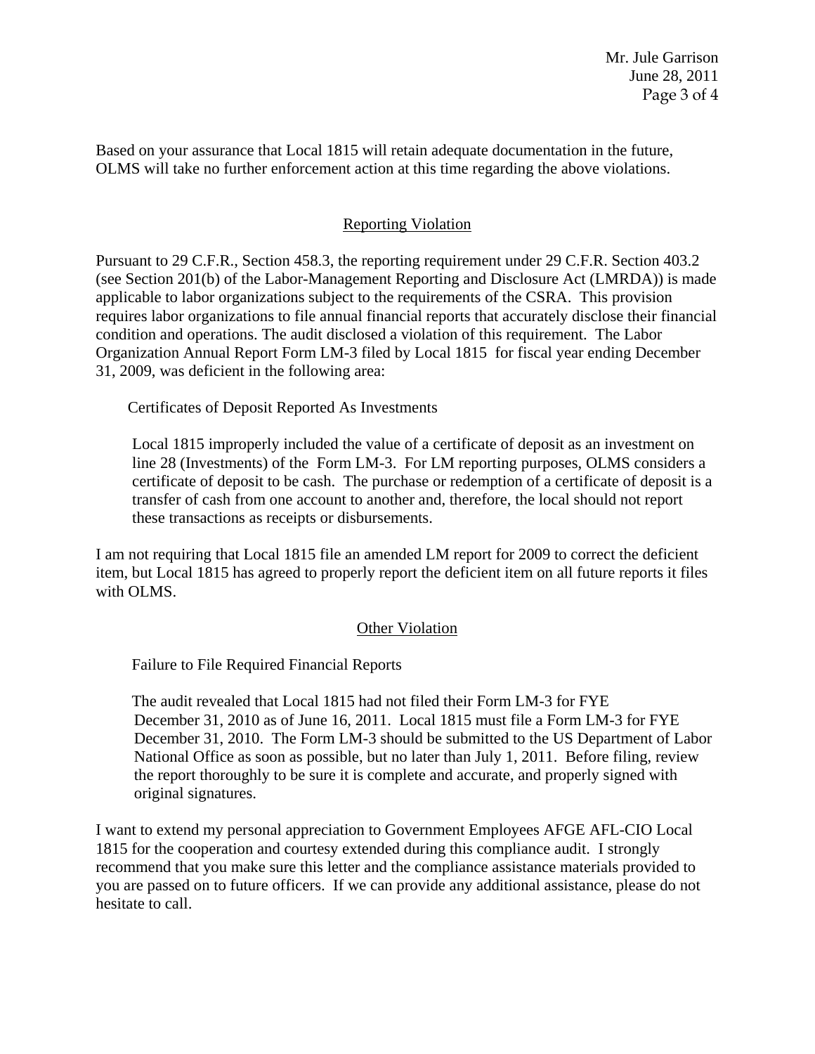Based on your assurance that Local 1815 will retain adequate documentation in the future, OLMS will take no further enforcement action at this time regarding the above violations.

## Reporting Violation

Pursuant to 29 C.F.R., Section 458.3, the reporting requirement under 29 C.F.R. Section 403.2 (see Section 201(b) of the Labor-Management Reporting and Disclosure Act (LMRDA)) is made applicable to labor organizations subject to the requirements of the CSRA. This provision requires labor organizations to file annual financial reports that accurately disclose their financial condition and operations. The audit disclosed a violation of this requirement. The Labor Organization Annual Report Form LM-3 filed by Local 1815 for fiscal year ending December 31, 2009, was deficient in the following area:

Certificates of Deposit Reported As Investments

Local 1815 improperly included the value of a certificate of deposit as an investment on line 28 (Investments) of the Form LM-3. For LM reporting purposes, OLMS considers a certificate of deposit to be cash. The purchase or redemption of a certificate of deposit is a transfer of cash from one account to another and, therefore, the local should not report these transactions as receipts or disbursements.

I am not requiring that Local 1815 file an amended LM report for 2009 to correct the deficient item, but Local 1815 has agreed to properly report the deficient item on all future reports it files with OLMS.

## Other Violation

Failure to File Required Financial Reports

The audit revealed that Local 1815 had not filed their Form LM-3 for FYE December 31, 2010 as of June 16, 2011. Local 1815 must file a Form LM-3 for FYE December 31, 2010. The Form LM-3 should be submitted to the US Department of Labor National Office as soon as possible, but no later than July 1, 2011. Before filing, review the report thoroughly to be sure it is complete and accurate, and properly signed with original signatures.

I want to extend my personal appreciation to Government Employees AFGE AFL-CIO Local 1815 for the cooperation and courtesy extended during this compliance audit. I strongly recommend that you make sure this letter and the compliance assistance materials provided to you are passed on to future officers. If we can provide any additional assistance, please do not hesitate to call.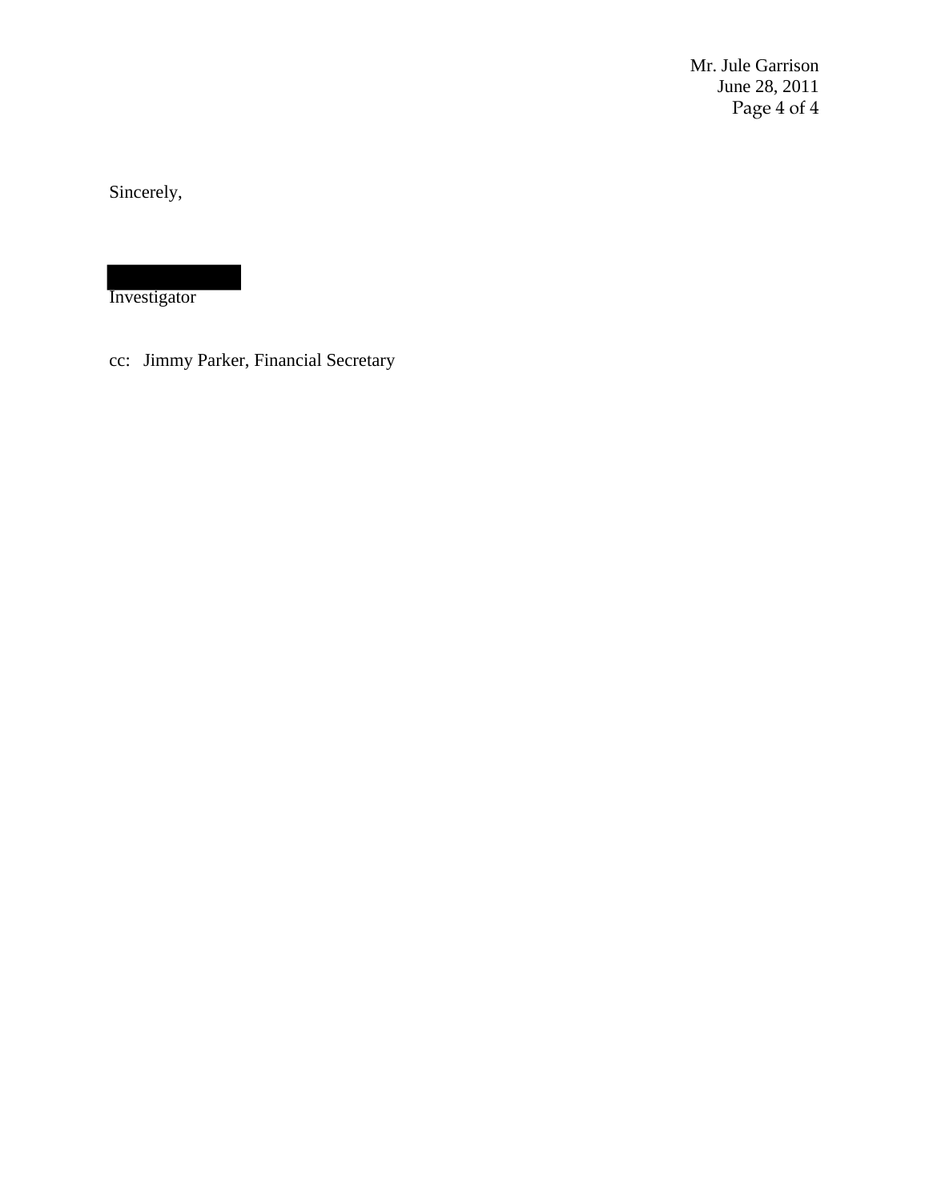Sincerely,

Investigator

cc: Jimmy Parker, Financial Secretary